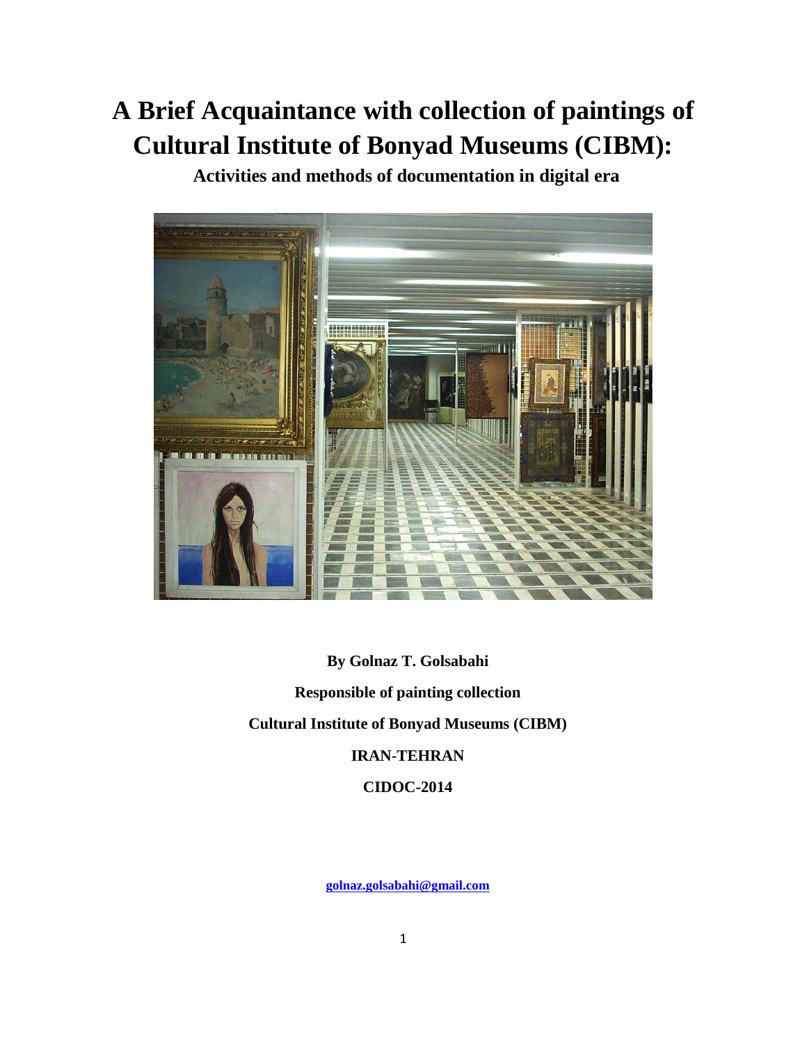# A Brief Acquaintance with collection of paintings of Cultural Institute of Bonyad Museums (CIBM):

**Activities and methods of documentation in digital era**

**By Golnaz T. Golsabahi**

**Responsible of painting collection**

**Cultural Institute of Bonyad Museums (CIBM)**

**IRAN-TEHRAN**

**CIDOC-2014**

**golnaz.golsabahi@gmail.com**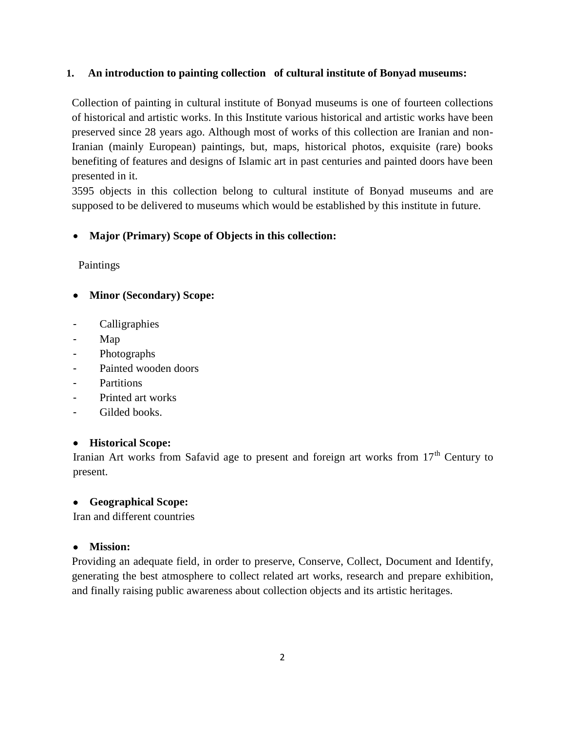## 1. An introduction to painting collection of cultural institute of Bonyad museums:

Collection of painting in cultural institute of Bonyad museums is one of fourteen collections of historical and artistic works. In this Institute various historical and artistic works have been preserved since 28 years ago. Although most of works of this collection are Iranian and non-Iranian (mainly European) paintings, but, maps, historical photos, exquisite (rare) books benefiting of features and designs of Islamic art in past centuries and painted doors have been presented in it.

3595 objects in this collection belong to cultural institute of Bonyad museums and are supposed to be delivered to museums which would be established by this institute in future.

- **Major (Primary) Scope of Objects in this collection:**

Paintings

- **Minor (Secondary) Scope:**

- Calligraphies
- Map
- Photographs
- Painted wooden doors
- Partitions
- Printed art works
- Gilded books.

- **Historical Scope:**

Iranian Art works from Safavid age to present and foreign art works from 17th Century to present.

- **Geographical Scope:**

Iran and different countries

- **Mission:**

Providing an adequate field, in order to preserve, Conserve, Collect, Document and Identify, generating the best atmosphere to collect related art works, research and prepare exhibition, and finally raising public awareness about collection objects and its artistic heritages.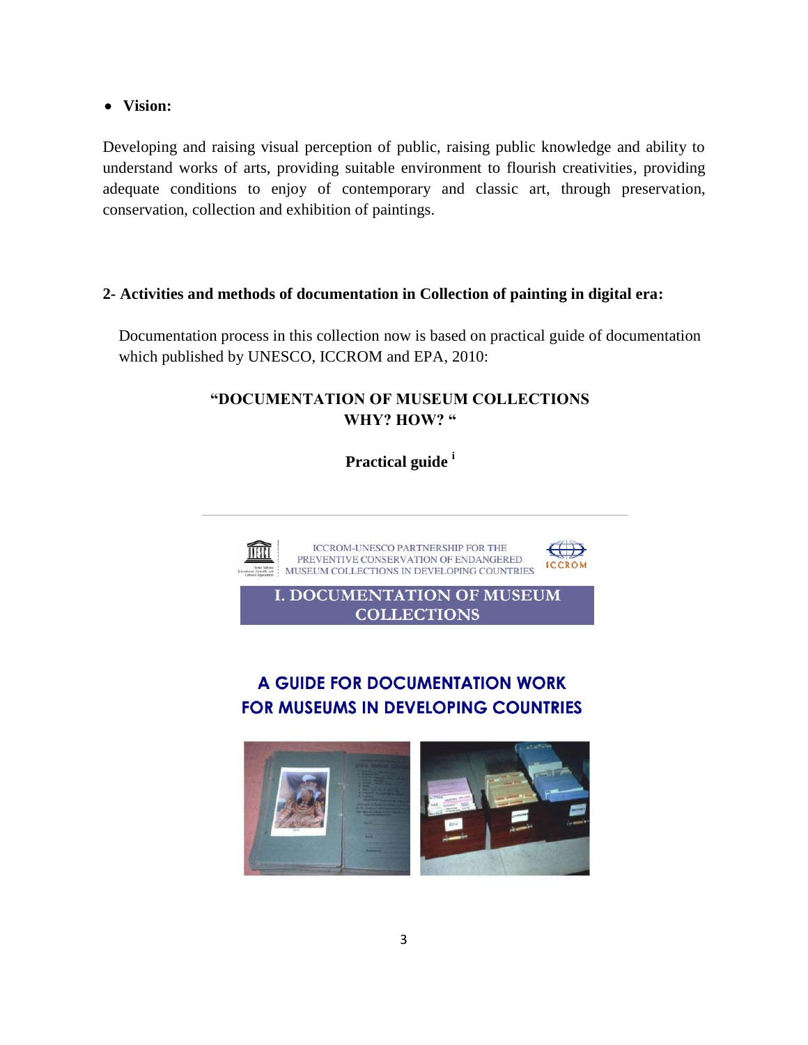- **Vision:**

Developing and raising visual perception of public, raising public knowledge and ability to understand works of arts, providing suitable environment to flourish creativities, providing adequate conditions to enjoy of contemporary and classic art, through preservation, conservation, collection and exhibition of paintings.

**2- Activities and methods of documentation in Collection of painting in digital era:**

Documentation process in this collection now is based on practical guide of documentation which published by UNESCO, ICCROM and EPA, 2010:

**"DOCUMENTATION OF MUSEUM COLLECTIONS WHY? HOW? "**

**Practical guide [i]**

ICCROM-UNESCO PARTNERSHIP FOR THE PREVENTIVE CONSERVATION OF ENDANGERED MUSEUM COLLECTIONS IN DEVELOPING COUNTRIES

**I. DOCUMENTATION OF MUSEUM COLLECTIONS**

**A GUIDE FOR DOCUMENTATION WORK FOR MUSEUMS IN DEVELOPING COUNTRIES**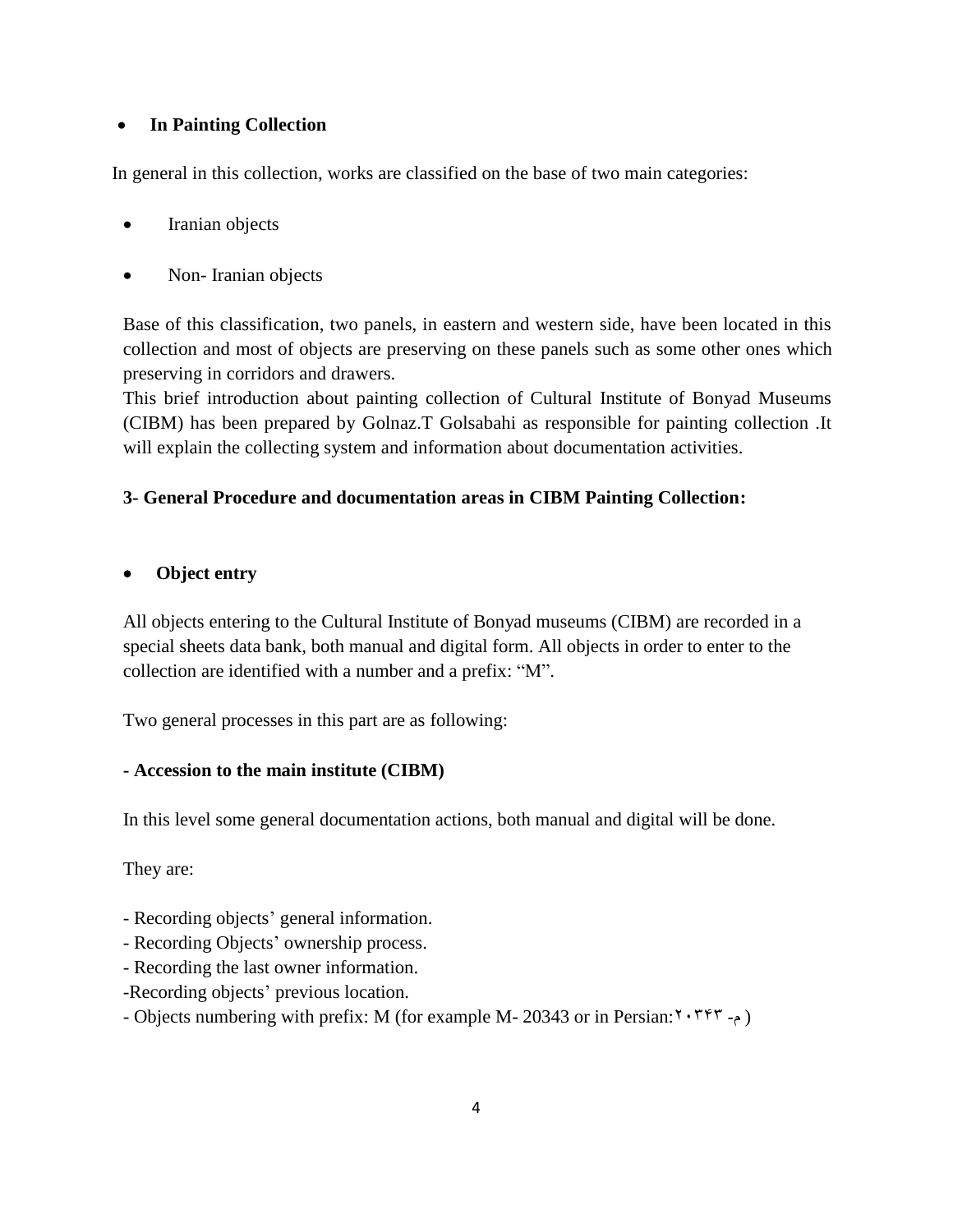- **In Painting Collection**

In general in this collection, works are classified on the base of two main categories:

- Iranian objects
- Non- Iranian objects

Base of this classification, two panels, in eastern and western side, have been located in this collection and most of objects are preserving on these panels such as some other ones which preserving in corridors and drawers.

This brief introduction about painting collection of Cultural Institute of Bonyad Museums (CIBM) has been prepared by Golnaz.T Golsabahi as responsible for painting collection .It will explain the collecting system and information about documentation activities.

## 3- General Procedure and documentation areas in CIBM Painting Collection:

- **Object entry**

All objects entering to the Cultural Institute of Bonyad museums (CIBM) are recorded in a special sheets data bank, both manual and digital form. All objects in order to enter to the collection are identified with a number and a prefix: "M".

Two general processes in this part are as following:

**- Accession to the main institute (CIBM)**

In this level some general documentation actions, both manual and digital will be done.

They are:

- Recording objects' general information.
- Recording Objects' ownership process.
- Recording the last owner information.
- Recording objects' previous location.
- Objects numbering with prefix: M (for example M- 20343 or in Persian: م- ۲۰۳۴۳ )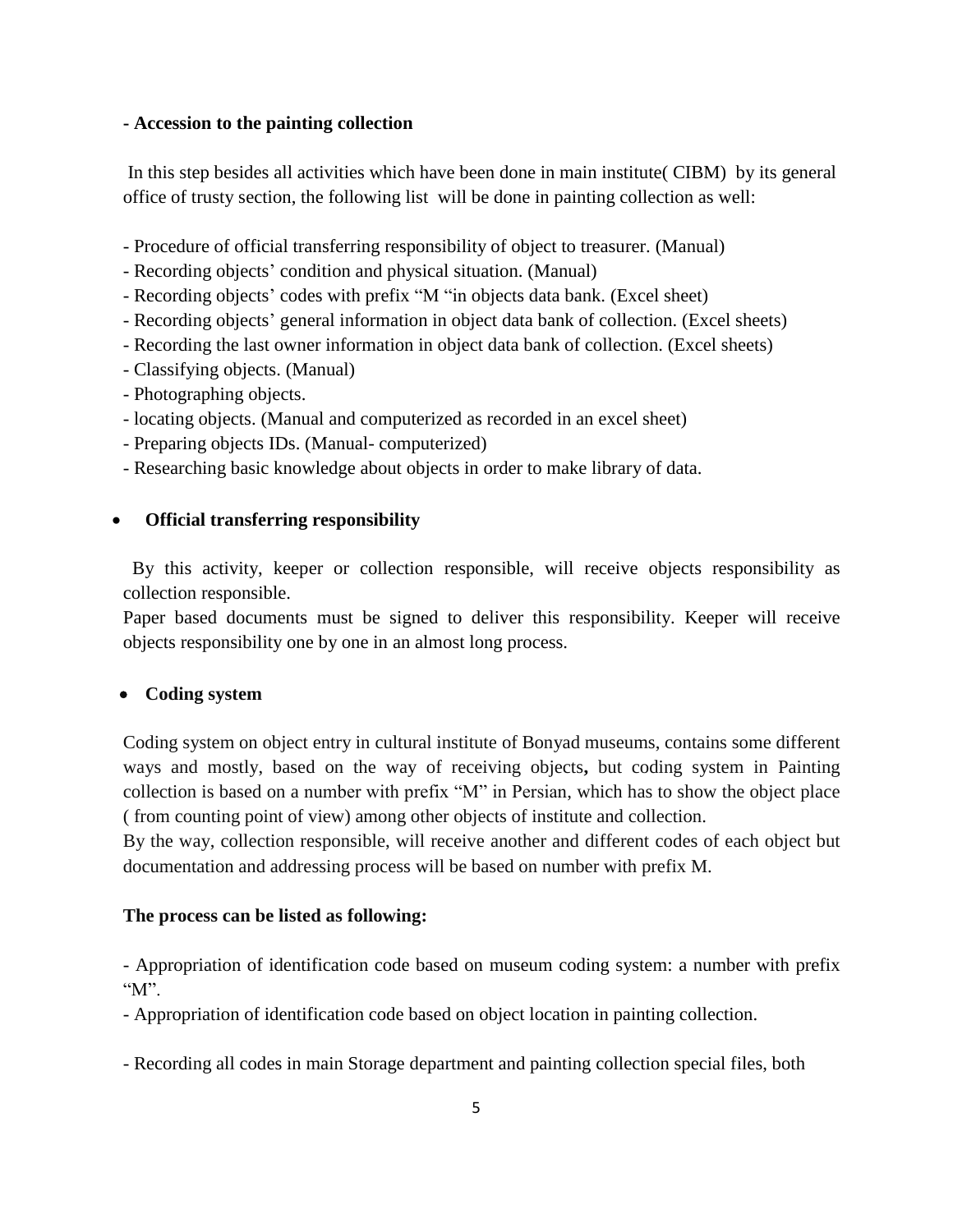**- Accession to the painting collection**

In this step besides all activities which have been done in main institute( CIBM) by its general office of trusty section, the following list will be done in painting collection as well:

- Procedure of official transferring responsibility of object to treasurer. (Manual)
- Recording objects' condition and physical situation. (Manual)
- Recording objects' codes with prefix "M "in objects data bank. (Excel sheet)
- Recording objects' general information in object data bank of collection. (Excel sheets)
- Recording the last owner information in object data bank of collection. (Excel sheets)
- Classifying objects. (Manual)
- Photographing objects.
- locating objects. (Manual and computerized as recorded in an excel sheet)
- Preparing objects IDs. (Manual- computerized)
- Researching basic knowledge about objects in order to make library of data.

- **Official transferring responsibility**

By this activity, keeper or collection responsible, will receive objects responsibility as collection responsible.
Paper based documents must be signed to deliver this responsibility. Keeper will receive objects responsibility one by one in an almost long process.

- **Coding system**

Coding system on object entry in cultural institute of Bonyad museums, contains some different ways and mostly, based on the way of receiving objects**,** but coding system in Painting collection is based on a number with prefix "M" in Persian, which has to show the object place ( from counting point of view) among other objects of institute and collection.
By the way, collection responsible, will receive another and different codes of each object but documentation and addressing process will be based on number with prefix M.

**The process can be listed as following:**

- Appropriation of identification code based on museum coding system: a number with prefix "M".
- Appropriation of identification code based on object location in painting collection.
- Recording all codes in main Storage department and painting collection special files, both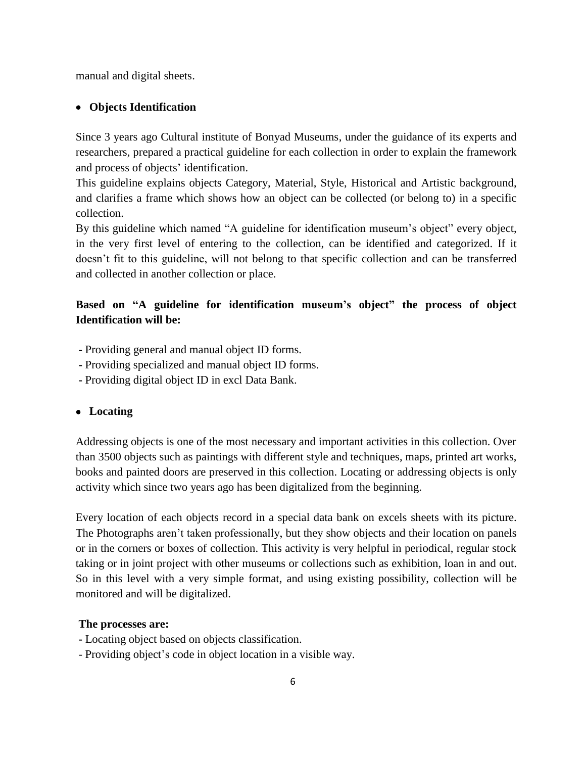manual and digital sheets.

- **Objects Identification**

Since 3 years ago Cultural institute of Bonyad Museums, under the guidance of its experts and researchers, prepared a practical guideline for each collection in order to explain the framework and process of objects' identification.

This guideline explains objects Category, Material, Style, Historical and Artistic background, and clarifies a frame which shows how an object can be collected (or belong to) in a specific collection.

By this guideline which named "A guideline for identification museum's object" every object, in the very first level of entering to the collection, can be identified and categorized. If it doesn't fit to this guideline, will not belong to that specific collection and can be transferred and collected in another collection or place.

**Based on "A guideline for identification museum's object" the process of object Identification will be:**

- Providing general and manual object ID forms.
- Providing specialized and manual object ID forms.
- Providing digital object ID in excl Data Bank.

- **Locating**

Addressing objects is one of the most necessary and important activities in this collection. Over than 3500 objects such as paintings with different style and techniques, maps, printed art works, books and painted doors are preserved in this collection. Locating or addressing objects is only activity which since two years ago has been digitalized from the beginning.

Every location of each objects record in a special data bank on excels sheets with its picture. The Photographs aren't taken professionally, but they show objects and their location on panels or in the corners or boxes of collection. This activity is very helpful in periodical, regular stock taking or in joint project with other museums or collections such as exhibition, loan in and out. So in this level with a very simple format, and using existing possibility, collection will be monitored and will be digitalized.

**The processes are:**

- Locating object based on objects classification.
- Providing object's code in object location in a visible way.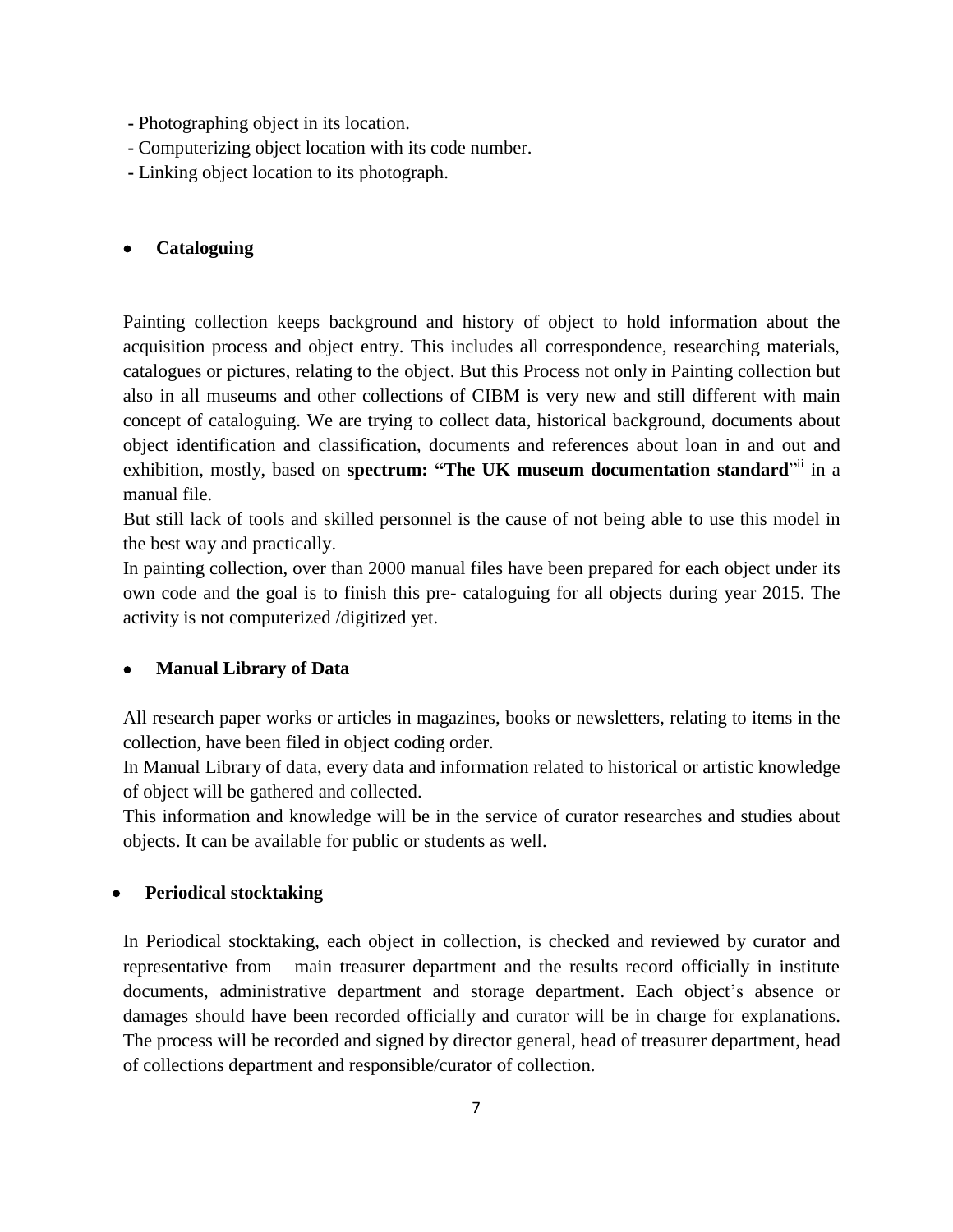- Photographing object in its location.
- Computerizing object location with its code number.
- Linking object location to its photograph.

- **Cataloguing**

Painting collection keeps background and history of object to hold information about the acquisition process and object entry. This includes all correspondence, researching materials, catalogues or pictures, relating to the object. But this Process not only in Painting collection but also in all museums and other collections of CIBM is very new and still different with main concept of cataloguing. We are trying to collect data, historical background, documents about object identification and classification, documents and references about loan in and out and exhibition, mostly, based on **spectrum: "The UK museum documentation standard**"[ii] in a manual file.

But still lack of tools and skilled personnel is the cause of not being able to use this model in the best way and practically.

In painting collection, over than 2000 manual files have been prepared for each object under its own code and the goal is to finish this pre- cataloguing for all objects during year 2015. The activity is not computerized /digitized yet.

- **Manual Library of Data**

All research paper works or articles in magazines, books or newsletters, relating to items in the collection, have been filed in object coding order.

In Manual Library of data, every data and information related to historical or artistic knowledge of object will be gathered and collected.

This information and knowledge will be in the service of curator researches and studies about objects. It can be available for public or students as well.

- **Periodical stocktaking**

In Periodical stocktaking, each object in collection, is checked and reviewed by curator and representative from main treasurer department and the results record officially in institute documents, administrative department and storage department. Each object's absence or damages should have been recorded officially and curator will be in charge for explanations. The process will be recorded and signed by director general, head of treasurer department, head of collections department and responsible/curator of collection.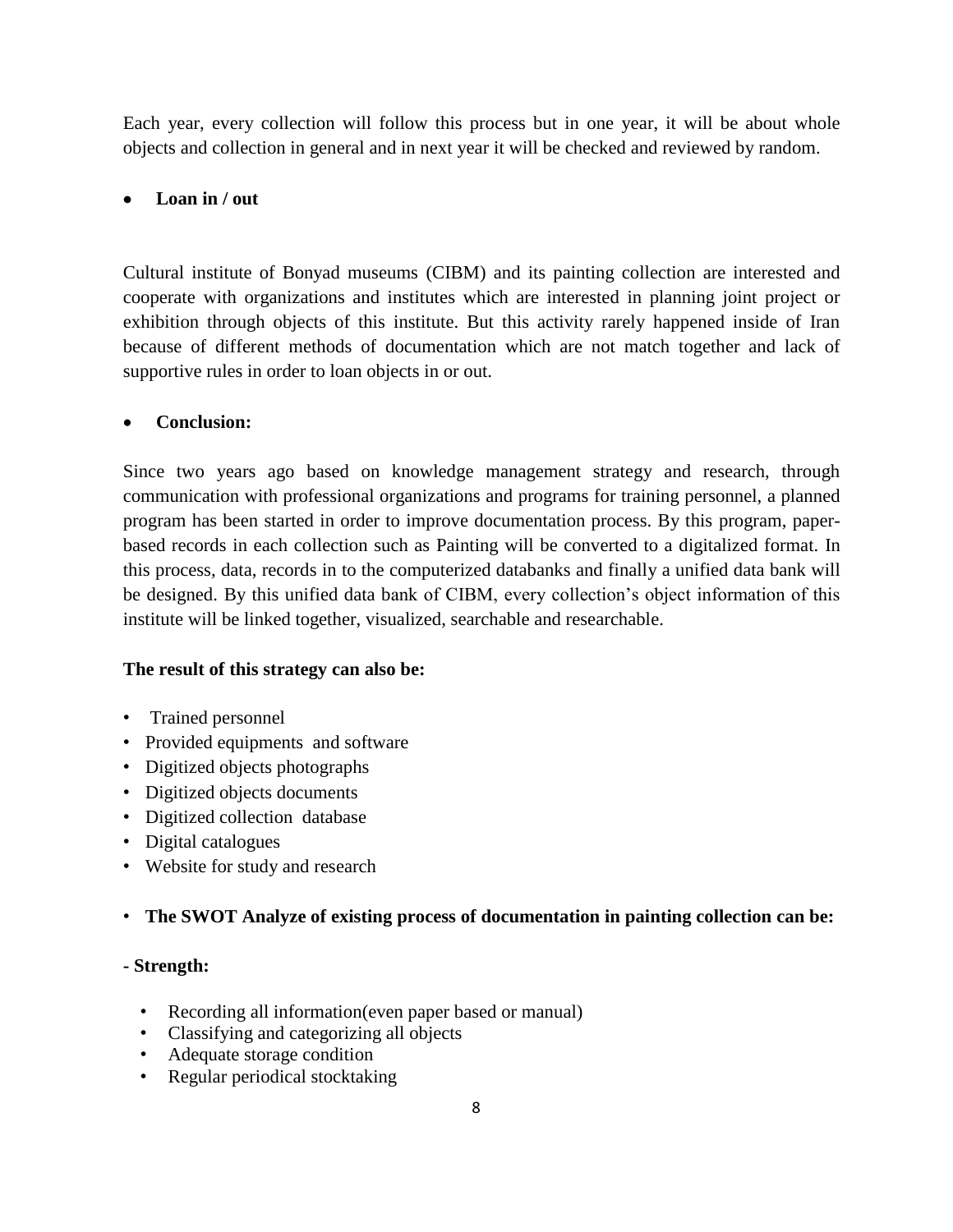Each year, every collection will follow this process but in one year, it will be about whole objects and collection in general and in next year it will be checked and reviewed by random.

- **Loan in / out**

Cultural institute of Bonyad museums (CIBM) and its painting collection are interested and cooperate with organizations and institutes which are interested in planning joint project or exhibition through objects of this institute. But this activity rarely happened inside of Iran because of different methods of documentation which are not match together and lack of supportive rules in order to loan objects in or out.

- **Conclusion:**

Since two years ago based on knowledge management strategy and research, through communication with professional organizations and programs for training personnel, a planned program has been started in order to improve documentation process. By this program, paper-based records in each collection such as Painting will be converted to a digitalized format. In this process, data, records in to the computerized databanks and finally a unified data bank will be designed. By this unified data bank of CIBM, every collection's object information of this institute will be linked together, visualized, searchable and researchable.

**The result of this strategy can also be:**

- Trained personnel
- Provided equipments and software
- Digitized objects photographs
- Digitized objects documents
- Digitized collection database
- Digital catalogues
- Website for study and research

- **The SWOT Analyze of existing process of documentation in painting collection can be:**

**- Strength:**

- Recording all information(even paper based or manual)
- Classifying and categorizing all objects
- Adequate storage condition
- Regular periodical stocktaking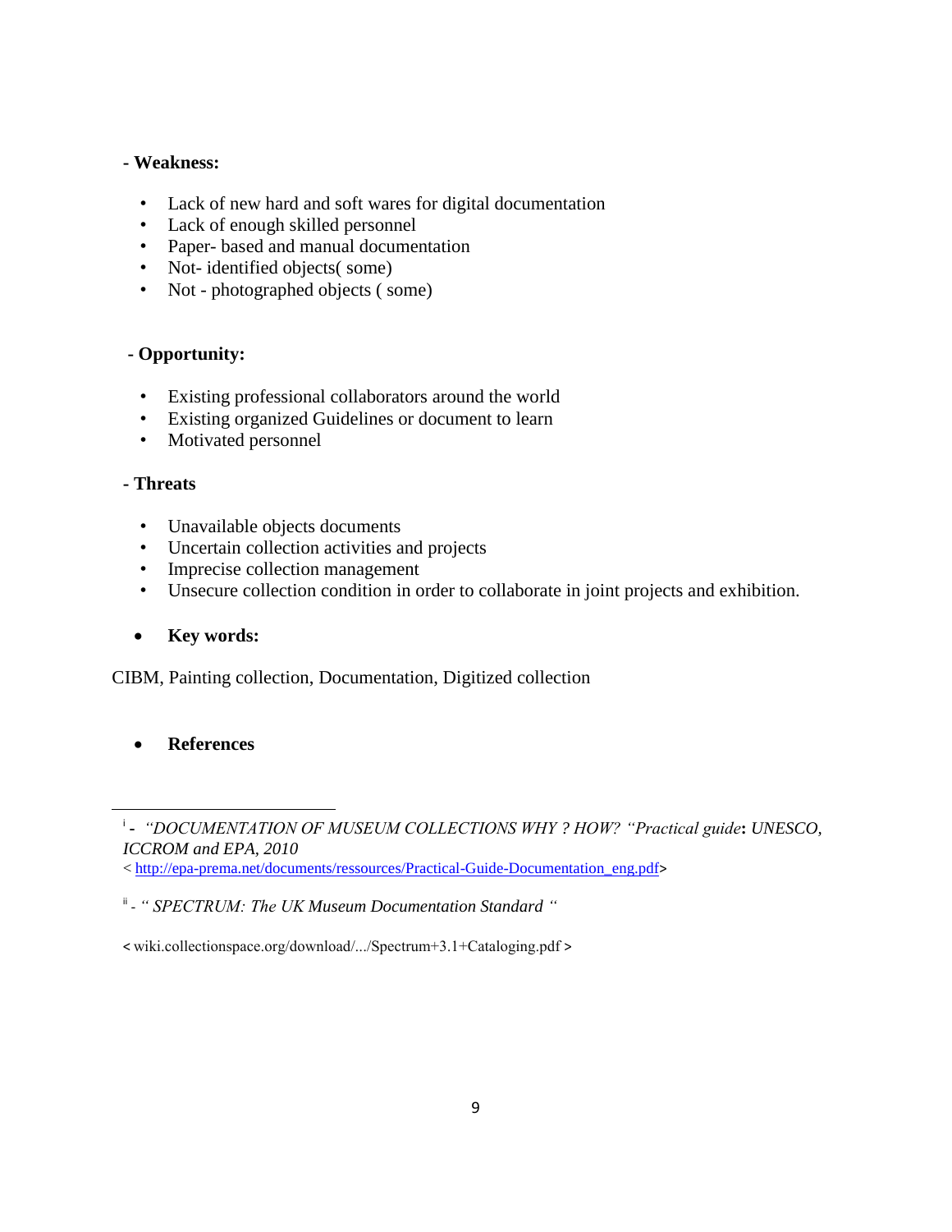**- Weakness:**

- Lack of new hard and soft wares for digital documentation
- Lack of enough skilled personnel
- Paper- based and manual documentation
- Not- identified objects( some)
- Not - photographed objects ( some)

**- Opportunity:**

- Existing professional collaborators around the world
- Existing organized Guidelines or document to learn
- Motivated personnel

**- Threats**

- Unavailable objects documents
- Uncertain collection activities and projects
- Imprecise collection management
- Unsecure collection condition in order to collaborate in joint projects and exhibition.

- **Key words:**

CIBM, Painting collection, Documentation, Digitized collection

- **References**

---

[i] - *"DOCUMENTATION OF MUSEUM COLLECTIONS WHY ? HOW? "Practical guide*: *UNESCO, ICCROM and EPA, 2010*

< http://epa-prema.net/documents/ressources/Practical-Guide-Documentation_eng.pdf>

[ii] - *" SPECTRUM: The UK Museum Documentation Standard "*

< wiki.collectionspace.org/download/.../Spectrum+3.1+Cataloging.pdf >